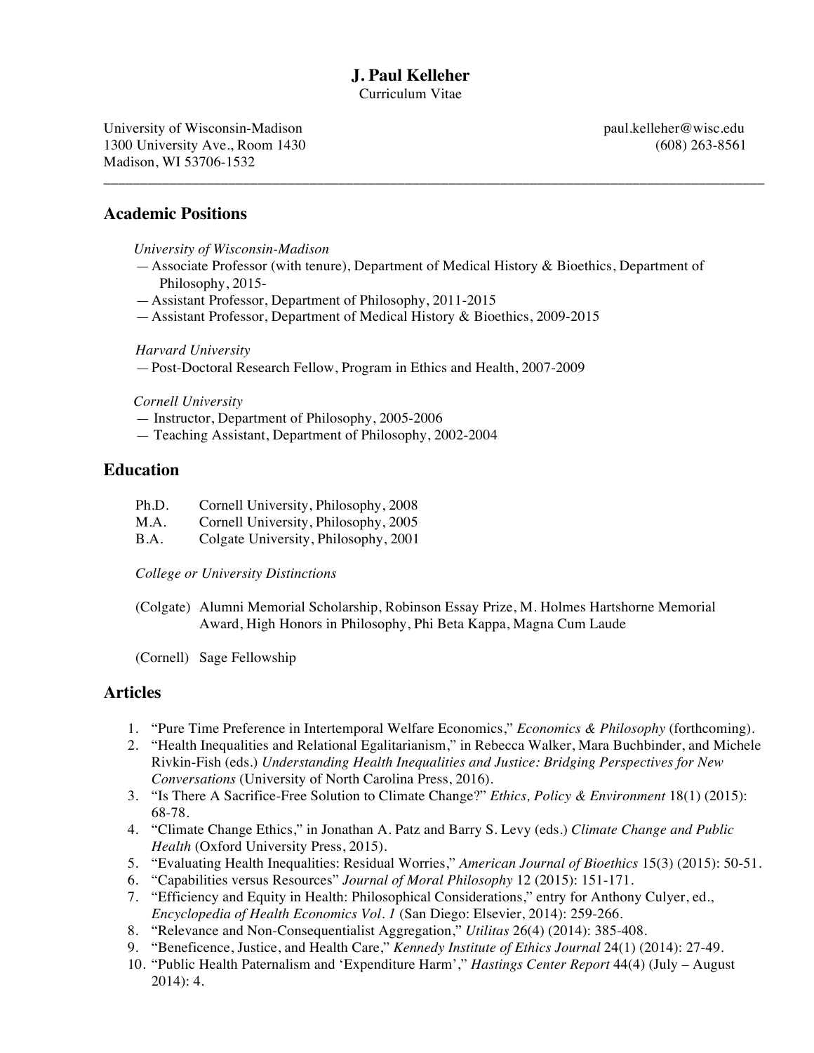# J. Paul Kelleher

Curriculum Vitae

University of Wisconsin-Madison
1300 University Ave., Room 1430
Madison, WI 53706-1532

paul.kelleher@wisc.edu
(608) 263-8561

---

## Academic Positions

*University of Wisconsin-Madison*

— Associate Professor (with tenure), Department of Medical History & Bioethics, Department of Philosophy, 2015-
— Assistant Professor, Department of Philosophy, 2011-2015
— Assistant Professor, Department of Medical History & Bioethics, 2009-2015

*Harvard University*

— Post-Doctoral Research Fellow, Program in Ethics and Health, 2007-2009

*Cornell University*

— Instructor, Department of Philosophy, 2005-2006
— Teaching Assistant, Department of Philosophy, 2002-2004

## Education

Ph.D. Cornell University, Philosophy, 2008
M.A. Cornell University, Philosophy, 2005
B.A. Colgate University, Philosophy, 2001

*College or University Distinctions*

(Colgate) Alumni Memorial Scholarship, Robinson Essay Prize, M. Holmes Hartshorne Memorial Award, High Honors in Philosophy, Phi Beta Kappa, Magna Cum Laude

(Cornell) Sage Fellowship

## Articles

1. "Pure Time Preference in Intertemporal Welfare Economics," *Economics & Philosophy* (forthcoming).
2. "Health Inequalities and Relational Egalitarianism," in Rebecca Walker, Mara Buchbinder, and Michele Rivkin-Fish (eds.) *Understanding Health Inequalities and Justice: Bridging Perspectives for New Conversations* (University of North Carolina Press, 2016).
3. "Is There A Sacrifice-Free Solution to Climate Change?" *Ethics, Policy & Environment* 18(1) (2015): 68-78.
4. "Climate Change Ethics," in Jonathan A. Patz and Barry S. Levy (eds.) *Climate Change and Public Health* (Oxford University Press, 2015).
5. "Evaluating Health Inequalities: Residual Worries," *American Journal of Bioethics* 15(3) (2015): 50-51.
6. "Capabilities versus Resources" *Journal of Moral Philosophy* 12 (2015): 151-171.
7. "Efficiency and Equity in Health: Philosophical Considerations," entry for Anthony Culyer, ed., *Encyclopedia of Health Economics Vol. 1* (San Diego: Elsevier, 2014): 259-266.
8. "Relevance and Non-Consequentialist Aggregation," *Utilitas* 26(4) (2014): 385-408.
9. "Beneficence, Justice, and Health Care," *Kennedy Institute of Ethics Journal* 24(1) (2014): 27-49.
10. "Public Health Paternalism and 'Expenditure Harm'," *Hastings Center Report* 44(4) (July – August 2014): 4.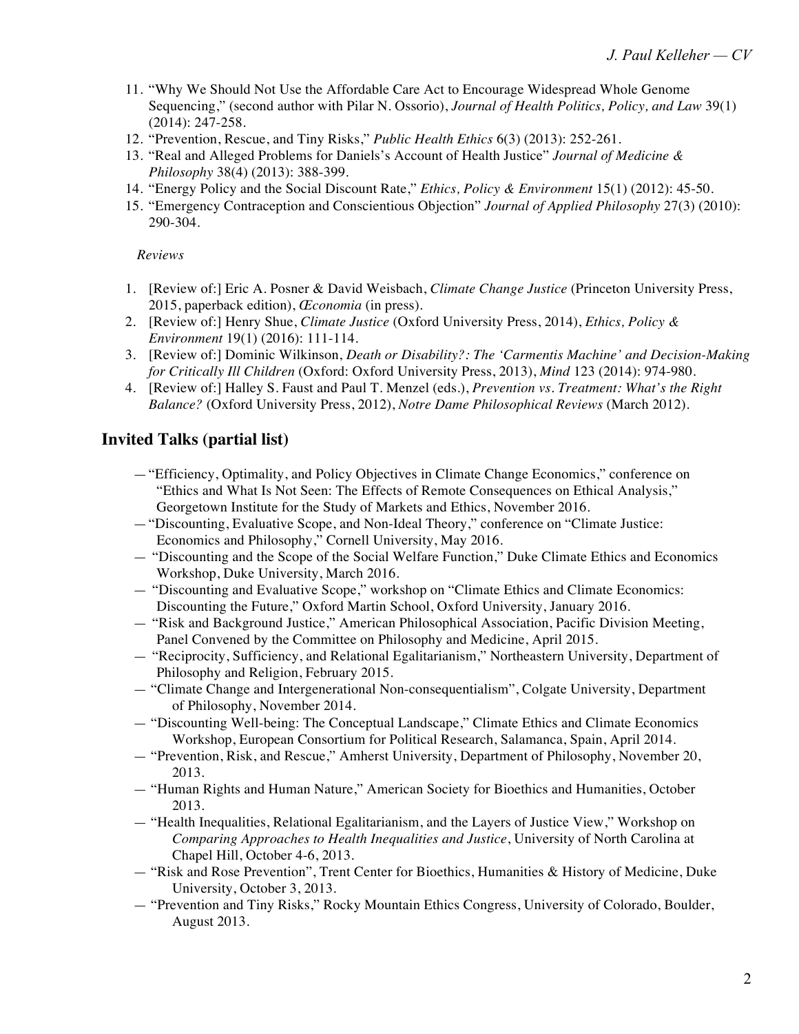11. "Why We Should Not Use the Affordable Care Act to Encourage Widespread Whole Genome Sequencing," (second author with Pilar N. Ossorio), *Journal of Health Politics, Policy, and Law* 39(1) (2014): 247-258.
12. "Prevention, Rescue, and Tiny Risks," *Public Health Ethics* 6(3) (2013): 252-261.
13. "Real and Alleged Problems for Daniels's Account of Health Justice" *Journal of Medicine & Philosophy* 38(4) (2013): 388-399.
14. "Energy Policy and the Social Discount Rate," *Ethics, Policy & Environment* 15(1) (2012): 45-50.
15. "Emergency Contraception and Conscientious Objection" *Journal of Applied Philosophy* 27(3) (2010): 290-304.

*Reviews*

1. [Review of:] Eric A. Posner & David Weisbach, *Climate Change Justice* (Princeton University Press, 2015, paperback edition), *Œconomia* (in press).
2. [Review of:] Henry Shue, *Climate Justice* (Oxford University Press, 2014), *Ethics, Policy & Environment* 19(1) (2016): 111-114.
3. [Review of:] Dominic Wilkinson, *Death or Disability?: The 'Carmentis Machine' and Decision-Making for Critically Ill Children* (Oxford: Oxford University Press, 2013), *Mind* 123 (2014): 974-980.
4. [Review of:] Halley S. Faust and Paul T. Menzel (eds.), *Prevention vs. Treatment: What's the Right Balance?* (Oxford University Press, 2012), *Notre Dame Philosophical Reviews* (March 2012).

## Invited Talks (partial list)

— "Efficiency, Optimality, and Policy Objectives in Climate Change Economics," conference on "Ethics and What Is Not Seen: The Effects of Remote Consequences on Ethical Analysis," Georgetown Institute for the Study of Markets and Ethics, November 2016.

— "Discounting, Evaluative Scope, and Non-Ideal Theory," conference on "Climate Justice: Economics and Philosophy," Cornell University, May 2016.

— "Discounting and the Scope of the Social Welfare Function," Duke Climate Ethics and Economics Workshop, Duke University, March 2016.

— "Discounting and Evaluative Scope," workshop on "Climate Ethics and Climate Economics: Discounting the Future," Oxford Martin School, Oxford University, January 2016.

— "Risk and Background Justice," American Philosophical Association, Pacific Division Meeting, Panel Convened by the Committee on Philosophy and Medicine, April 2015.

— "Reciprocity, Sufficiency, and Relational Egalitarianism," Northeastern University, Department of Philosophy and Religion, February 2015.

— "Climate Change and Intergenerational Non-consequentialism", Colgate University, Department of Philosophy, November 2014.

— "Discounting Well-being: The Conceptual Landscape," Climate Ethics and Climate Economics Workshop, European Consortium for Political Research, Salamanca, Spain, April 2014.

— "Prevention, Risk, and Rescue," Amherst University, Department of Philosophy, November 20, 2013.

— "Human Rights and Human Nature," American Society for Bioethics and Humanities, October 2013.

— "Health Inequalities, Relational Egalitarianism, and the Layers of Justice View," Workshop on *Comparing Approaches to Health Inequalities and Justice*, University of North Carolina at Chapel Hill, October 4-6, 2013.

— "Risk and Rose Prevention", Trent Center for Bioethics, Humanities & History of Medicine, Duke University, October 3, 2013.

— "Prevention and Tiny Risks," Rocky Mountain Ethics Congress, University of Colorado, Boulder, August 2013.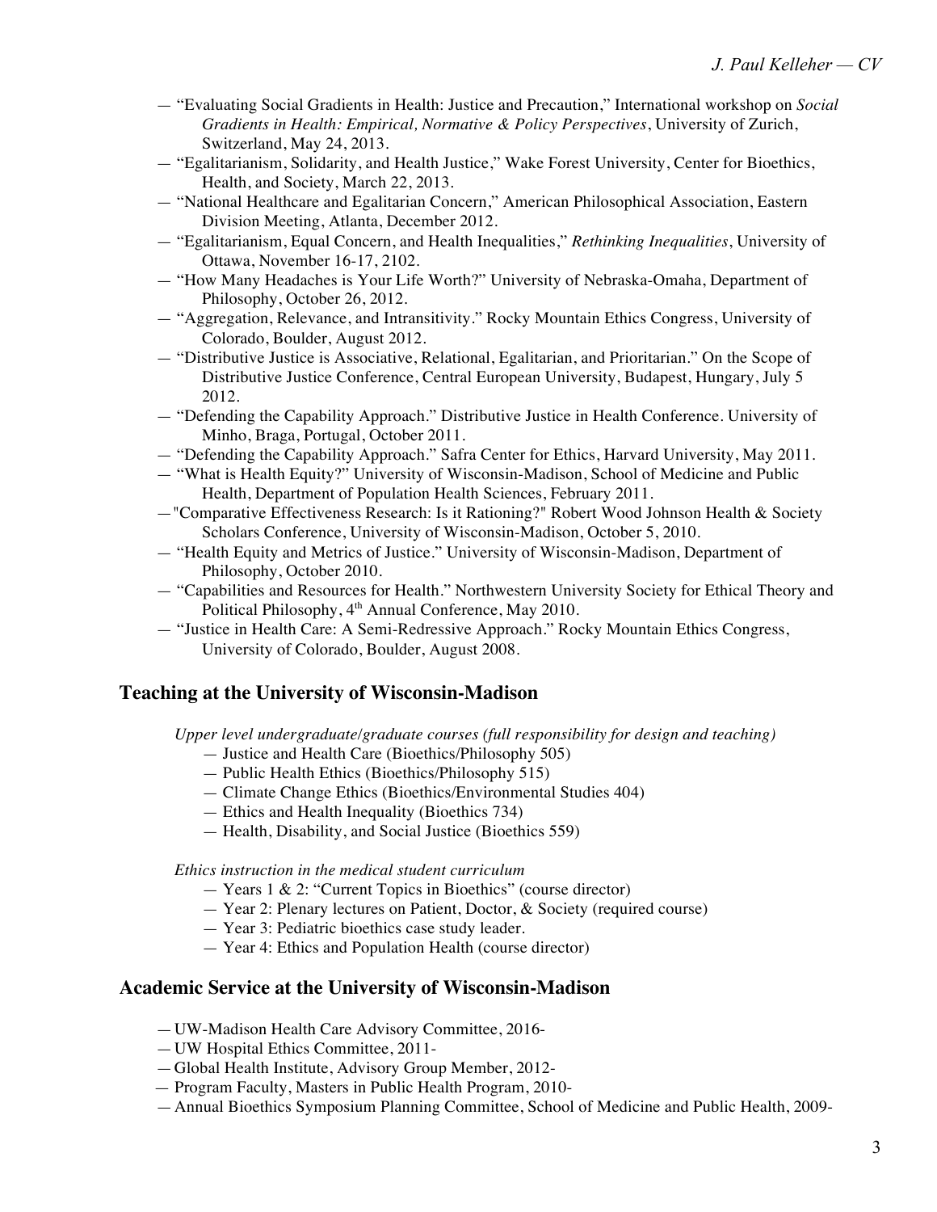- "Evaluating Social Gradients in Health: Justice and Precaution," International workshop on *Social Gradients in Health: Empirical, Normative & Policy Perspectives*, University of Zurich, Switzerland, May 24, 2013.
- "Egalitarianism, Solidarity, and Health Justice," Wake Forest University, Center for Bioethics, Health, and Society, March 22, 2013.
- "National Healthcare and Egalitarian Concern," American Philosophical Association, Eastern Division Meeting, Atlanta, December 2012.
- "Egalitarianism, Equal Concern, and Health Inequalities," *Rethinking Inequalities*, University of Ottawa, November 16-17, 2102.
- "How Many Headaches is Your Life Worth?" University of Nebraska-Omaha, Department of Philosophy, October 26, 2012.
- "Aggregation, Relevance, and Intransitivity." Rocky Mountain Ethics Congress, University of Colorado, Boulder, August 2012.
- "Distributive Justice is Associative, Relational, Egalitarian, and Prioritarian." On the Scope of Distributive Justice Conference, Central European University, Budapest, Hungary, July 5 2012.
- "Defending the Capability Approach." Distributive Justice in Health Conference. University of Minho, Braga, Portugal, October 2011.
- "Defending the Capability Approach." Safra Center for Ethics, Harvard University, May 2011.
- "What is Health Equity?" University of Wisconsin-Madison, School of Medicine and Public Health, Department of Population Health Sciences, February 2011.
- "Comparative Effectiveness Research: Is it Rationing?" Robert Wood Johnson Health & Society Scholars Conference, University of Wisconsin-Madison, October 5, 2010.
- "Health Equity and Metrics of Justice." University of Wisconsin-Madison, Department of Philosophy, October 2010.
- "Capabilities and Resources for Health." Northwestern University Society for Ethical Theory and Political Philosophy, 4th Annual Conference, May 2010.
- "Justice in Health Care: A Semi-Redressive Approach." Rocky Mountain Ethics Congress, University of Colorado, Boulder, August 2008.

## Teaching at the University of Wisconsin-Madison

*Upper level undergraduate/graduate courses (full responsibility for design and teaching)*

- Justice and Health Care (Bioethics/Philosophy 505)
- Public Health Ethics (Bioethics/Philosophy 515)
- Climate Change Ethics (Bioethics/Environmental Studies 404)
- Ethics and Health Inequality (Bioethics 734)
- Health, Disability, and Social Justice (Bioethics 559)

*Ethics instruction in the medical student curriculum*

- Years 1 & 2: "Current Topics in Bioethics" (course director)
- Year 2: Plenary lectures on Patient, Doctor, & Society (required course)
- Year 3: Pediatric bioethics case study leader.
- Year 4: Ethics and Population Health (course director)

## Academic Service at the University of Wisconsin-Madison

- UW-Madison Health Care Advisory Committee, 2016-
- UW Hospital Ethics Committee, 2011-
- Global Health Institute, Advisory Group Member, 2012-
- Program Faculty, Masters in Public Health Program, 2010-
- Annual Bioethics Symposium Planning Committee, School of Medicine and Public Health, 2009-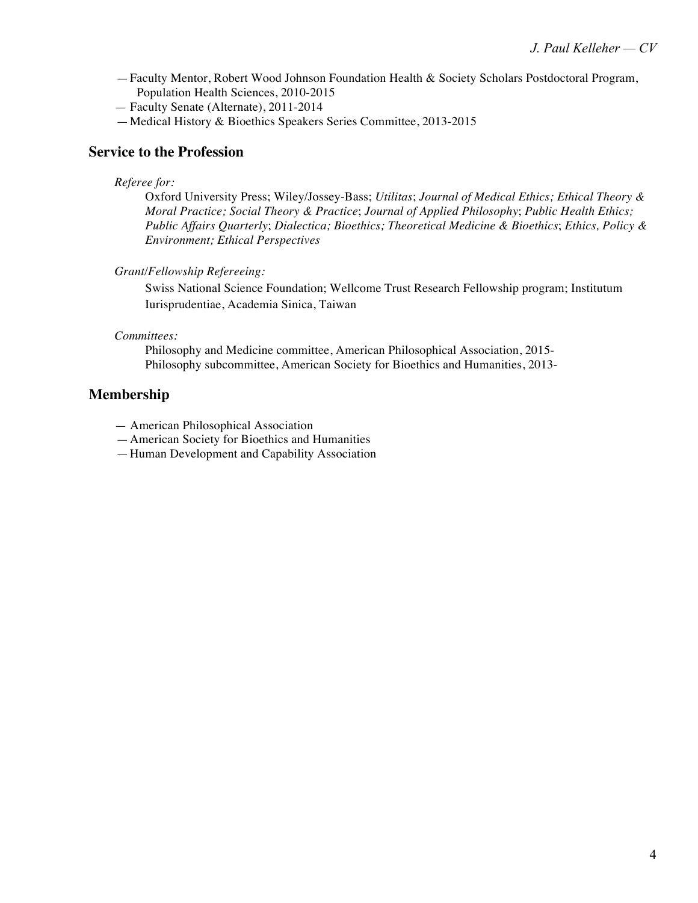— Faculty Mentor, Robert Wood Johnson Foundation Health & Society Scholars Postdoctoral Program, Population Health Sciences, 2010-2015
— Faculty Senate (Alternate), 2011-2014
— Medical History & Bioethics Speakers Series Committee, 2013-2015

## Service to the Profession

*Referee for:*

Oxford University Press; Wiley/Jossey-Bass; *Utilitas*; *Journal of Medical Ethics; Ethical Theory & Moral Practice; Social Theory & Practice*; *Journal of Applied Philosophy*; *Public Health Ethics; Public Affairs Quarterly*; *Dialectica; Bioethics; Theoretical Medicine & Bioethics*; *Ethics, Policy & Environment; Ethical Perspectives*

*Grant/Fellowship Refereeing:*

Swiss National Science Foundation; Wellcome Trust Research Fellowship program; Institutum Iurisprudentiae, Academia Sinica, Taiwan

*Committees:*

Philosophy and Medicine committee, American Philosophical Association, 2015-
Philosophy subcommittee, American Society for Bioethics and Humanities, 2013-

## Membership

— American Philosophical Association
— American Society for Bioethics and Humanities
— Human Development and Capability Association